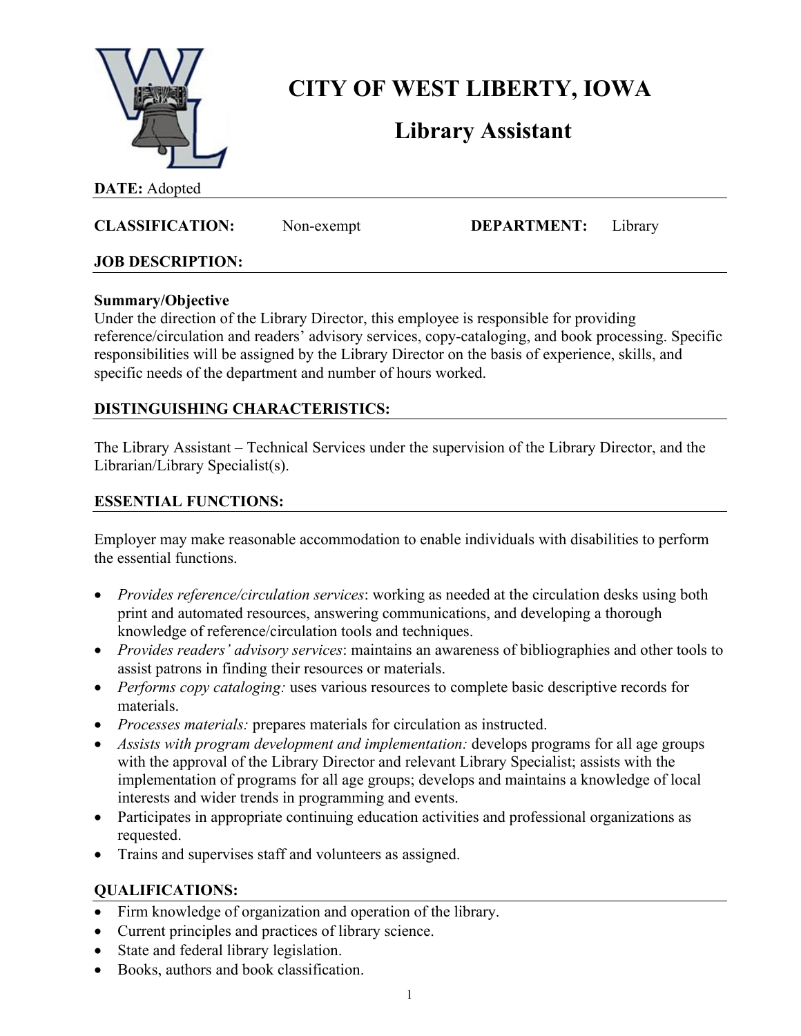# CITY OF WEST LIBERTY, IOWA

## Library Assistant

**DATE:** Adopted

**CLASSIFICATION:** Non-exempt **DEPARTMENT:** Library

**JOB DESCRIPTION:**

**Summary/Objective**
Under the direction of the Library Director, this employee is responsible for providing reference/circulation and readers' advisory services, copy-cataloging, and book processing. Specific responsibilities will be assigned by the Library Director on the basis of experience, skills, and specific needs of the department and number of hours worked.

**DISTINGUISHING CHARACTERISTICS:**

The Library Assistant – Technical Services under the supervision of the Library Director, and the Librarian/Library Specialist(s).

**ESSENTIAL FUNCTIONS:**

Employer may make reasonable accommodation to enable individuals with disabilities to perform the essential functions.

- *Provides reference/circulation services*: working as needed at the circulation desks using both print and automated resources, answering communications, and developing a thorough knowledge of reference/circulation tools and techniques.
- *Provides readers' advisory services*: maintains an awareness of bibliographies and other tools to assist patrons in finding their resources or materials.
- *Performs copy cataloging:* uses various resources to complete basic descriptive records for materials.
- *Processes materials:* prepares materials for circulation as instructed.
- *Assists with program development and implementation:* develops programs for all age groups with the approval of the Library Director and relevant Library Specialist; assists with the implementation of programs for all age groups; develops and maintains a knowledge of local interests and wider trends in programming and events.
- Participates in appropriate continuing education activities and professional organizations as requested.
- Trains and supervises staff and volunteers as assigned.

**QUALIFICATIONS:**

- Firm knowledge of organization and operation of the library.
- Current principles and practices of library science.
- State and federal library legislation.
- Books, authors and book classification.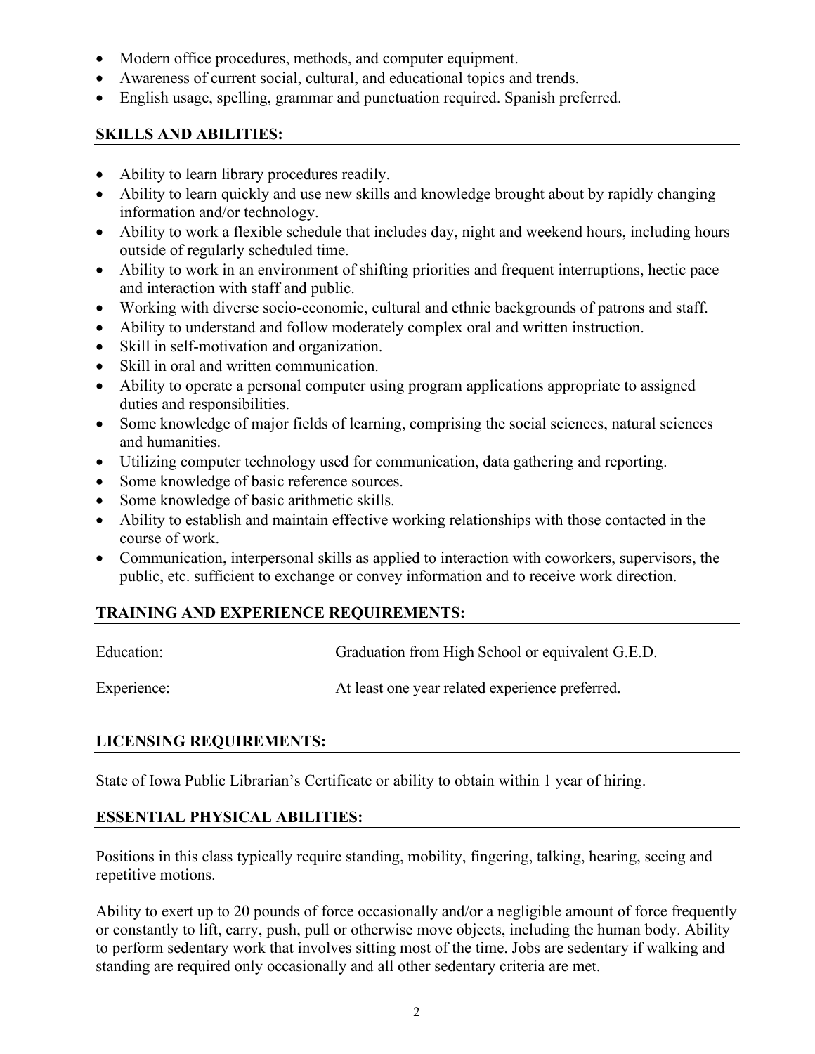- Modern office procedures, methods, and computer equipment.
- Awareness of current social, cultural, and educational topics and trends.
- English usage, spelling, grammar and punctuation required. Spanish preferred.

## SKILLS AND ABILITIES:

- Ability to learn library procedures readily.
- Ability to learn quickly and use new skills and knowledge brought about by rapidly changing information and/or technology.
- Ability to work a flexible schedule that includes day, night and weekend hours, including hours outside of regularly scheduled time.
- Ability to work in an environment of shifting priorities and frequent interruptions, hectic pace and interaction with staff and public.
- Working with diverse socio-economic, cultural and ethnic backgrounds of patrons and staff.
- Ability to understand and follow moderately complex oral and written instruction.
- Skill in self-motivation and organization.
- Skill in oral and written communication.
- Ability to operate a personal computer using program applications appropriate to assigned duties and responsibilities.
- Some knowledge of major fields of learning, comprising the social sciences, natural sciences and humanities.
- Utilizing computer technology used for communication, data gathering and reporting.
- Some knowledge of basic reference sources.
- Some knowledge of basic arithmetic skills.
- Ability to establish and maintain effective working relationships with those contacted in the course of work.
- Communication, interpersonal skills as applied to interaction with coworkers, supervisors, the public, etc. sufficient to exchange or convey information and to receive work direction.

## TRAINING AND EXPERIENCE REQUIREMENTS:

Education: Graduation from High School or equivalent G.E.D.

Experience: At least one year related experience preferred.

## LICENSING REQUIREMENTS:

State of Iowa Public Librarian's Certificate or ability to obtain within 1 year of hiring.

## ESSENTIAL PHYSICAL ABILITIES:

Positions in this class typically require standing, mobility, fingering, talking, hearing, seeing and repetitive motions.

Ability to exert up to 20 pounds of force occasionally and/or a negligible amount of force frequently or constantly to lift, carry, push, pull or otherwise move objects, including the human body. Ability to perform sedentary work that involves sitting most of the time. Jobs are sedentary if walking and standing are required only occasionally and all other sedentary criteria are met.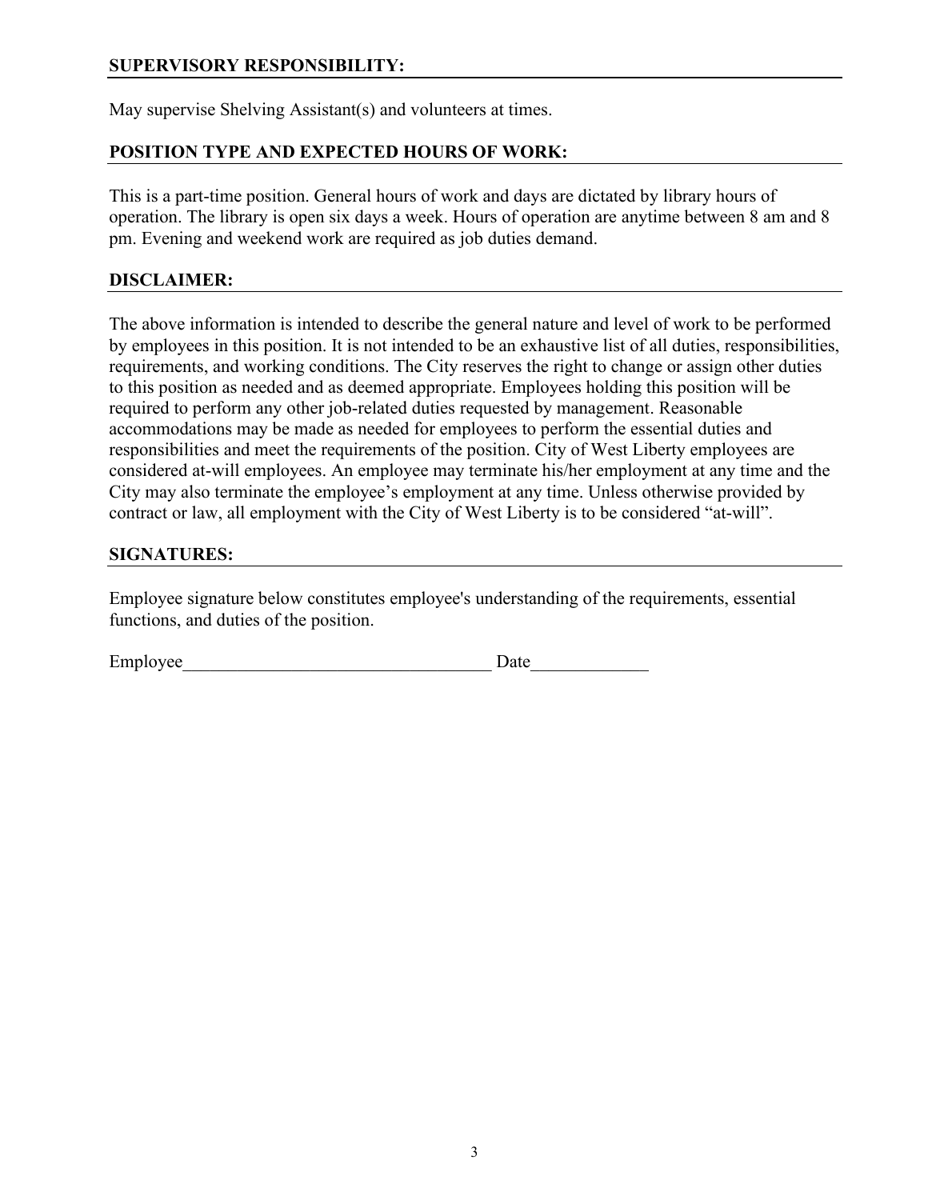## SUPERVISORY RESPONSIBILITY:

May supervise Shelving Assistant(s) and volunteers at times.

## POSITION TYPE AND EXPECTED HOURS OF WORK:

This is a part-time position. General hours of work and days are dictated by library hours of operation. The library is open six days a week. Hours of operation are anytime between 8 am and 8 pm. Evening and weekend work are required as job duties demand.

## DISCLAIMER:

The above information is intended to describe the general nature and level of work to be performed by employees in this position. It is not intended to be an exhaustive list of all duties, responsibilities, requirements, and working conditions. The City reserves the right to change or assign other duties to this position as needed and as deemed appropriate. Employees holding this position will be required to perform any other job-related duties requested by management. Reasonable accommodations may be made as needed for employees to perform the essential duties and responsibilities and meet the requirements of the position. City of West Liberty employees are considered at-will employees. An employee may terminate his/her employment at any time and the City may also terminate the employee's employment at any time. Unless otherwise provided by contract or law, all employment with the City of West Liberty is to be considered "at-will".

## SIGNATURES:

Employee signature below constitutes employee's understanding of the requirements, essential functions, and duties of the position.

Employee__________________________________ Date_____________